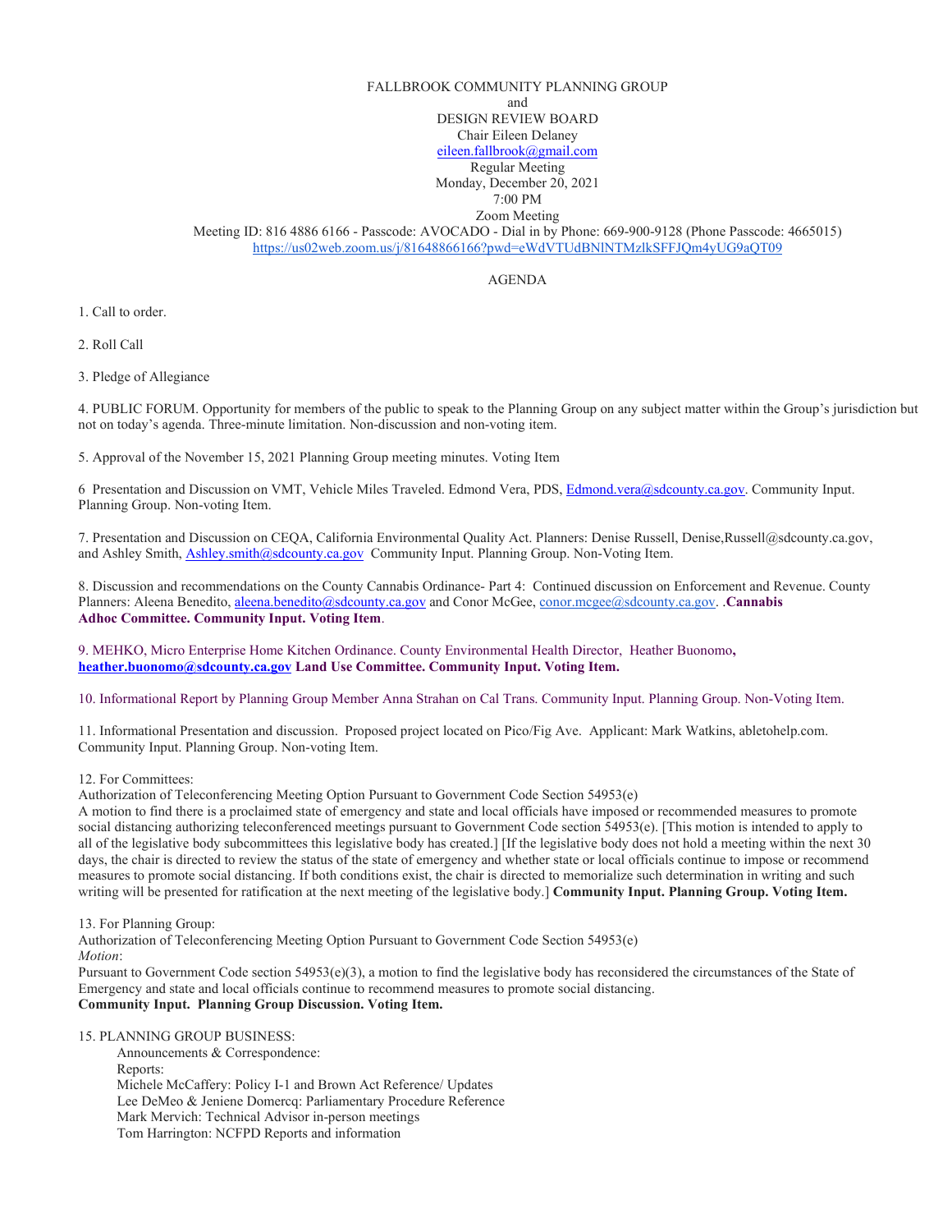FALLBROOK COMMUNITY PLANNING GROUP
and
DESIGN REVIEW BOARD
Chair Eileen Delaney
eileen.fallbrook@gmail.com
Regular Meeting
Monday, December 20, 2021
7:00 PM
Zoom Meeting
Meeting ID: 816 4886 6166 - Passcode: AVOCADO - Dial in by Phone: 669-900-9128 (Phone Passcode: 4665015)
https://us02web.zoom.us/j/81648866166?pwd=eWdVTUdBNlNTMzlkSFFJQm4yUG9aQT09

AGENDA

1. Call to order.

2. Roll Call

3. Pledge of Allegiance

4. PUBLIC FORUM. Opportunity for members of the public to speak to the Planning Group on any subject matter within the Group's jurisdiction but not on today's agenda. Three-minute limitation. Non-discussion and non-voting item.

5. Approval of the November 15, 2021 Planning Group meeting minutes. Voting Item

6 Presentation and Discussion on VMT, Vehicle Miles Traveled. Edmond Vera, PDS, Edmond.vera@sdcounty.ca.gov. Community Input. Planning Group. Non-voting Item.

7. Presentation and Discussion on CEQA, California Environmental Quality Act. Planners: Denise Russell, Denise,Russell@sdcounty.ca.gov, and Ashley Smith, Ashley.smith@sdcounty.ca.gov Community Input. Planning Group. Non-Voting Item.

8. Discussion and recommendations on the County Cannabis Ordinance- Part 4: Continued discussion on Enforcement and Revenue. County Planners: Aleena Benedito, aleena.benedito@sdcounty.ca.gov and Conor McGee, conor.mcgee@sdcounty.ca.gov. .**Cannabis Adhoc Committee. Community Input. Voting Item**.

9. MEHKO, Micro Enterprise Home Kitchen Ordinance. County Environmental Health Director, Heather Buonomo**, heather.buonomo@sdcounty.ca.gov Land Use Committee. Community Input. Voting Item.**

10. Informational Report by Planning Group Member Anna Strahan on Cal Trans. Community Input. Planning Group. Non-Voting Item.

11. Informational Presentation and discussion. Proposed project located on Pico/Fig Ave. Applicant: Mark Watkins, abletohelp.com. Community Input. Planning Group. Non-voting Item.

12. For Committees:
Authorization of Teleconferencing Meeting Option Pursuant to Government Code Section 54953(e)
A motion to find there is a proclaimed state of emergency and state and local officials have imposed or recommended measures to promote social distancing authorizing teleconferenced meetings pursuant to Government Code section 54953(e). [This motion is intended to apply to all of the legislative body subcommittees this legislative body has created.] [If the legislative body does not hold a meeting within the next 30 days, the chair is directed to review the status of the state of emergency and whether state or local officials continue to impose or recommend measures to promote social distancing. If both conditions exist, the chair is directed to memorialize such determination in writing and such writing will be presented for ratification at the next meeting of the legislative body.] **Community Input. Planning Group. Voting Item.**

13. For Planning Group:
Authorization of Teleconferencing Meeting Option Pursuant to Government Code Section 54953(e)
*Motion*:
Pursuant to Government Code section 54953(e)(3), a motion to find the legislative body has reconsidered the circumstances of the State of Emergency and state and local officials continue to recommend measures to promote social distancing.
**Community Input. Planning Group Discussion. Voting Item.**

15. PLANNING GROUP BUSINESS:
Announcements & Correspondence:
Reports:
Michele McCaffery: Policy I-1 and Brown Act Reference/ Updates
Lee DeMeo & Jeniene Domercq: Parliamentary Procedure Reference
Mark Mervich: Technical Advisor in-person meetings
Tom Harrington: NCFPD Reports and information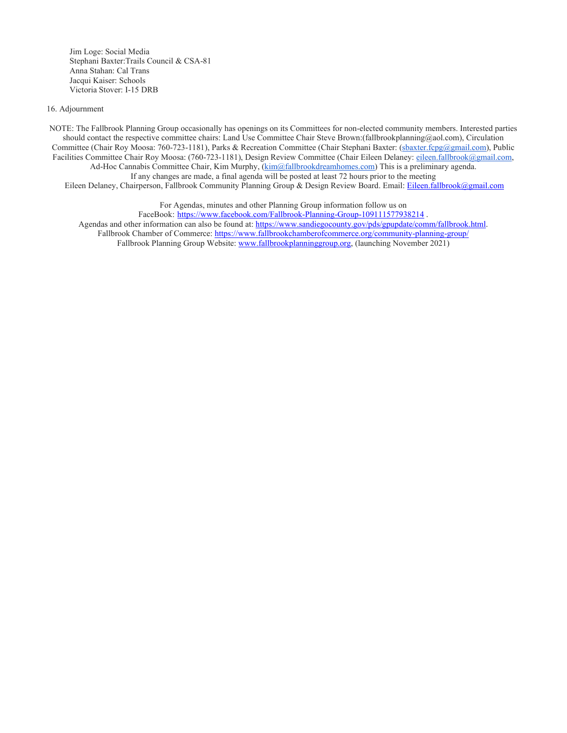Jim Loge: Social Media
Stephani Baxter:Trails Council & CSA-81
Anna Stahan: Cal Trans
Jacqui Kaiser: Schools
Victoria Stover: I-15 DRB

16. Adjournment

NOTE: The Fallbrook Planning Group occasionally has openings on its Committees for non-elected community members. Interested parties should contact the respective committee chairs: Land Use Committee Chair Steve Brown:(fallbrookplanning@aol.com), Circulation Committee (Chair Roy Moosa: 760-723-1181), Parks & Recreation Committee (Chair Stephani Baxter: (sbaxter.fcpg@gmail.com), Public Facilities Committee Chair Roy Moosa: (760-723-1181), Design Review Committee (Chair Eileen Delaney: eileen.fallbrook@gmail.com, Ad-Hoc Cannabis Committee Chair, Kim Murphy, (kim@fallbrookdreamhomes.com) This is a preliminary agenda.
If any changes are made, a final agenda will be posted at least 72 hours prior to the meeting
Eileen Delaney, Chairperson, Fallbrook Community Planning Group & Design Review Board. Email: Eileen.fallbrook@gmail.com

For Agendas, minutes and other Planning Group information follow us on
FaceBook: https://www.facebook.com/Fallbrook-Planning-Group-109111577938214 .
Agendas and other information can also be found at: https://www.sandiegocounty.gov/pds/gpupdate/comm/fallbrook.html.
Fallbrook Chamber of Commerce: https://www.fallbrookchamberofcommerce.org/community-planning-group/
Fallbrook Planning Group Website: www.fallbrookplanninggroup.org, (launching November 2021)